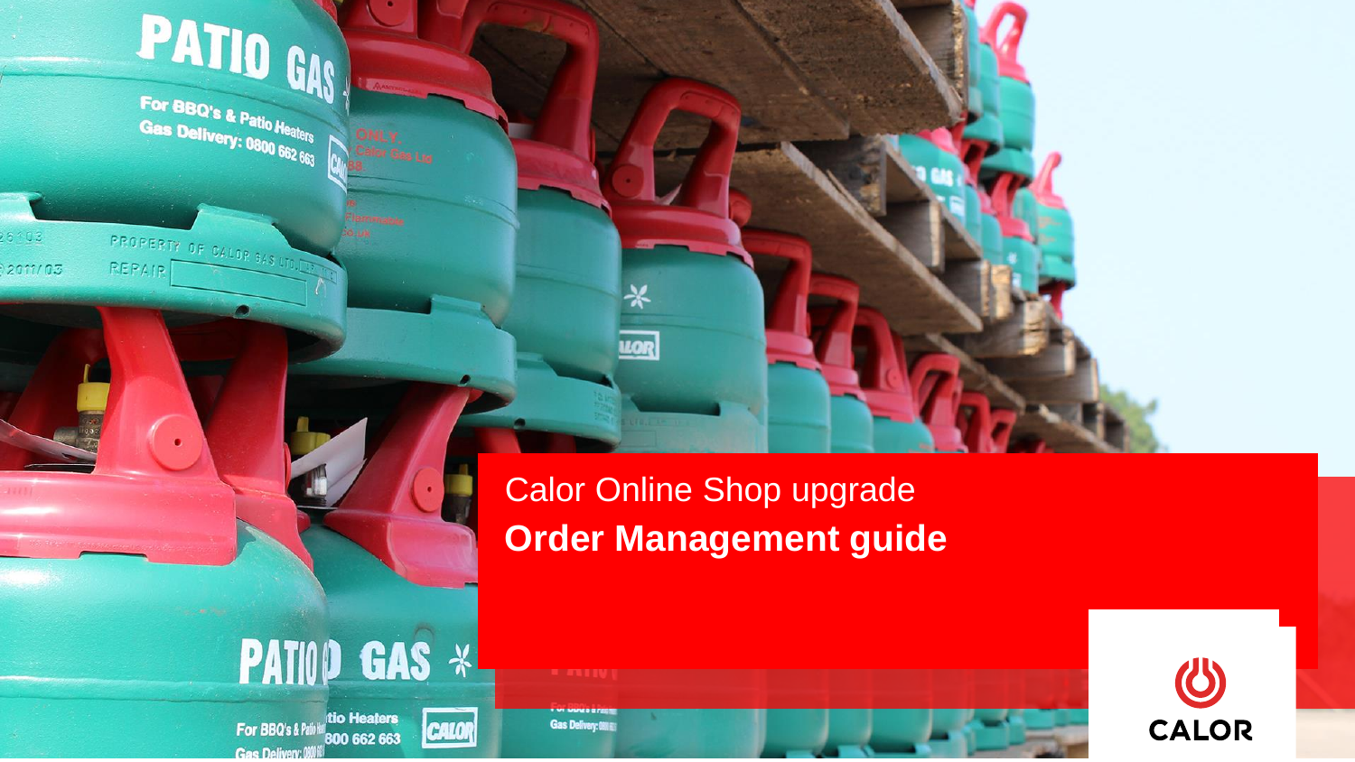# Calor Online Shop upgrade

## Order Management guide

CALOR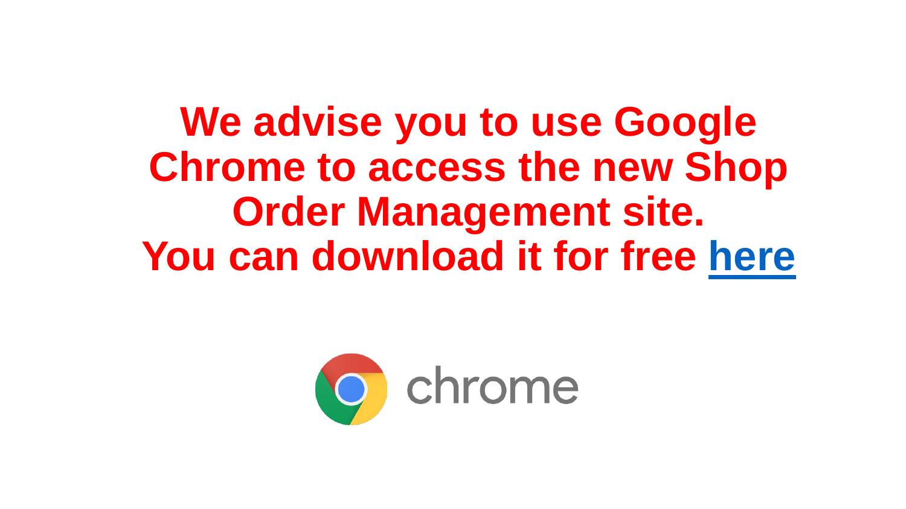**We advise you to use Google Chrome to access the new Shop Order Management site.**
**You can download it for free here**

chrome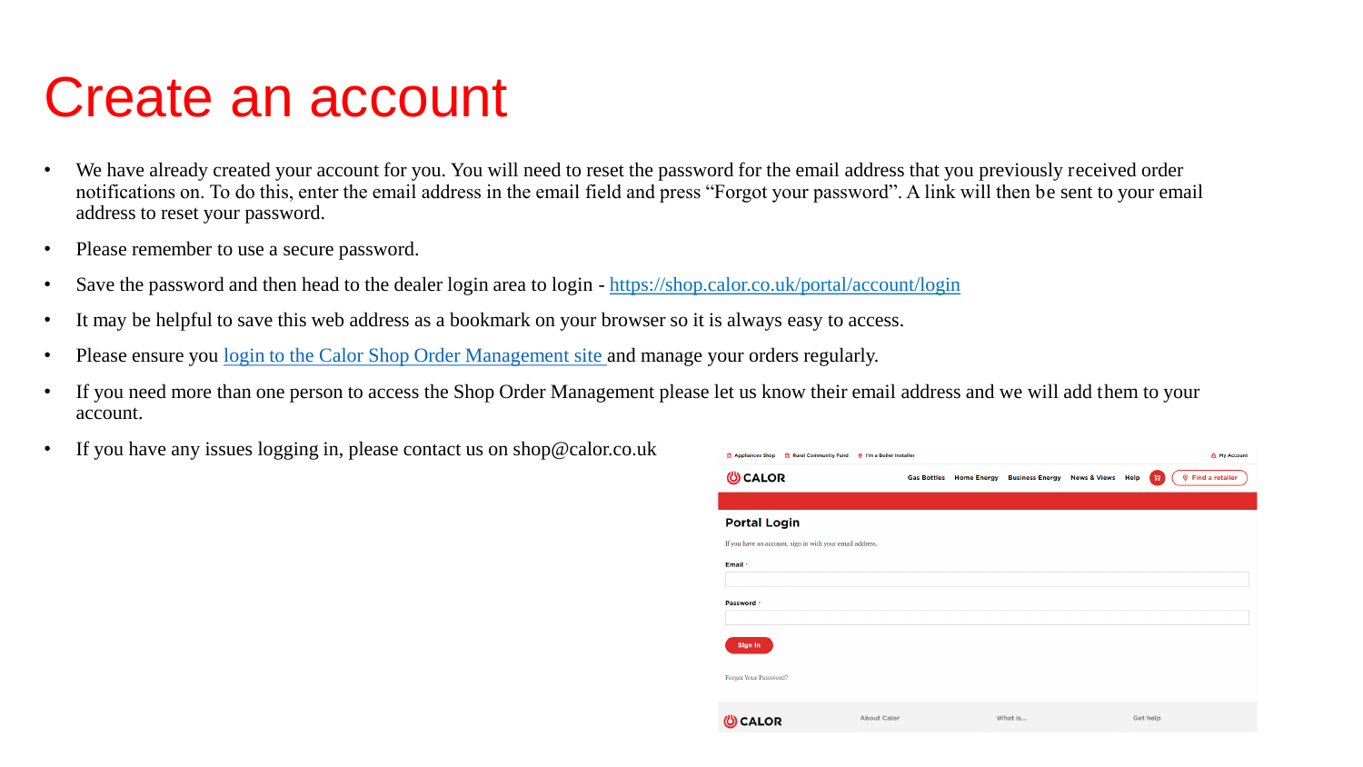# Create an account

- We have already created your account for you. You will need to reset the password for the email address that you previously received order notifications on. To do this, enter the email address in the email field and press “Forgot your password”. A link will then be sent to your email address to reset your password.
- Please remember to use a secure password.
- Save the password and then head to the dealer login area to login - [https://shop.calor.co.uk/portal/account/login](https://shop.calor.co.uk/portal/account/login)
- It may be helpful to save this web address as a bookmark on your browser so it is always easy to access.
- Please ensure you [login to the Calor Shop Order Management site](https://shop.calor.co.uk/portal/account/login) and manage your orders regularly.
- If you need more than one person to access the Shop Order Management please let us know their email address and we will add them to your account.
- If you have any issues logging in, please contact us on shop@calor.co.uk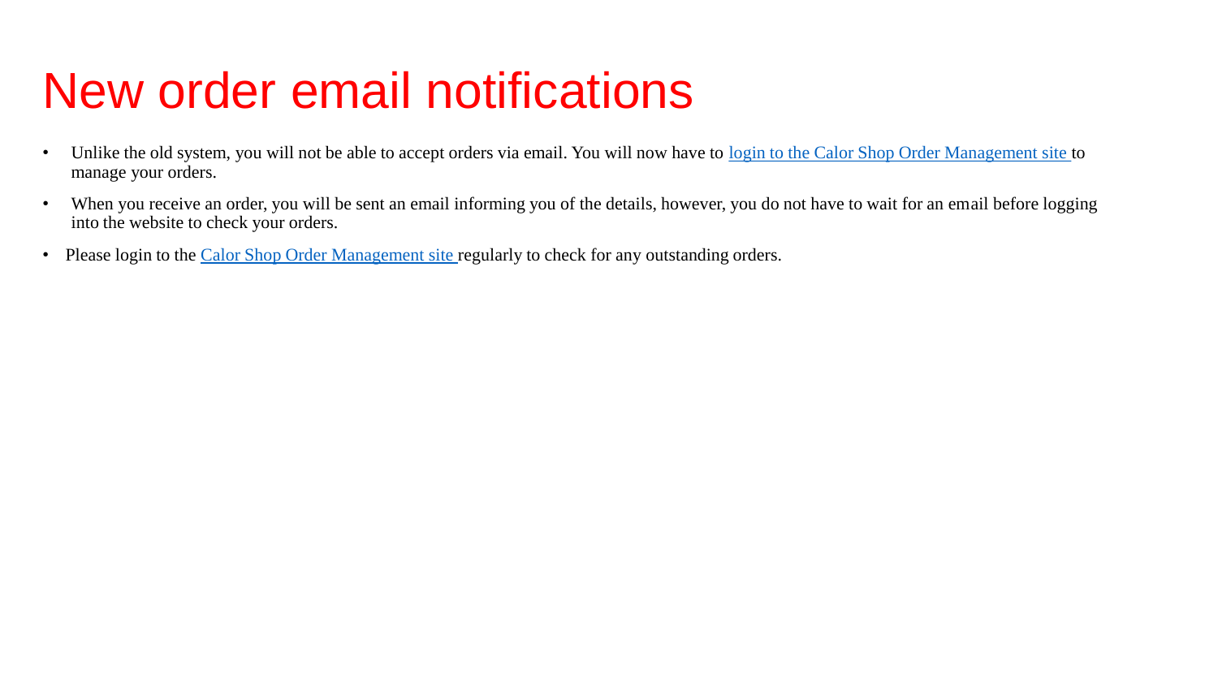# New order email notifications

- Unlike the old system, you will not be able to accept orders via email. You will now have to login to the Calor Shop Order Management site to manage your orders.
- When you receive an order, you will be sent an email informing you of the details, however, you do not have to wait for an email before logging into the website to check your orders.
- Please login to the Calor Shop Order Management site regularly to check for any outstanding orders.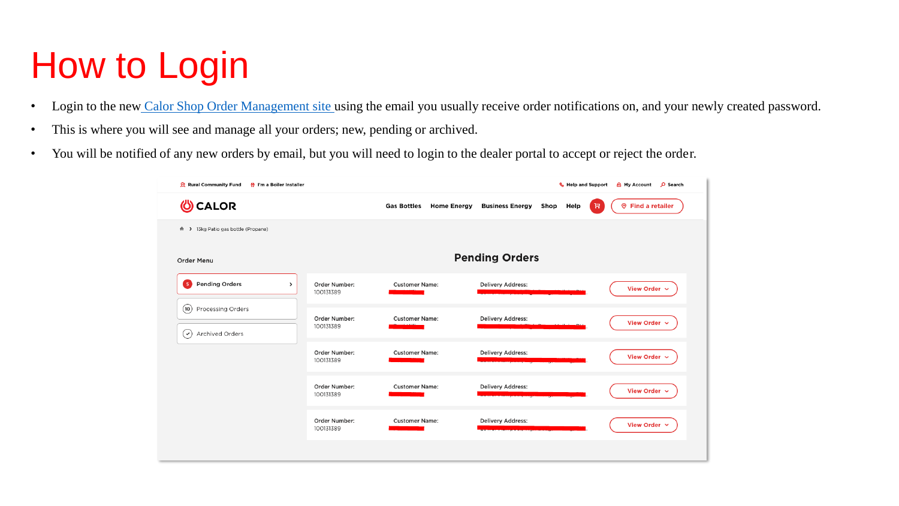# How to Login

- Login to the new [Calor Shop Order Management site](#) using the email you usually receive order notifications on, and your newly created password.
- This is where you will see and manage all your orders; new, pending or archived.
- You will be notified of any new orders by email, but you will need to login to the dealer portal to accept or reject the order.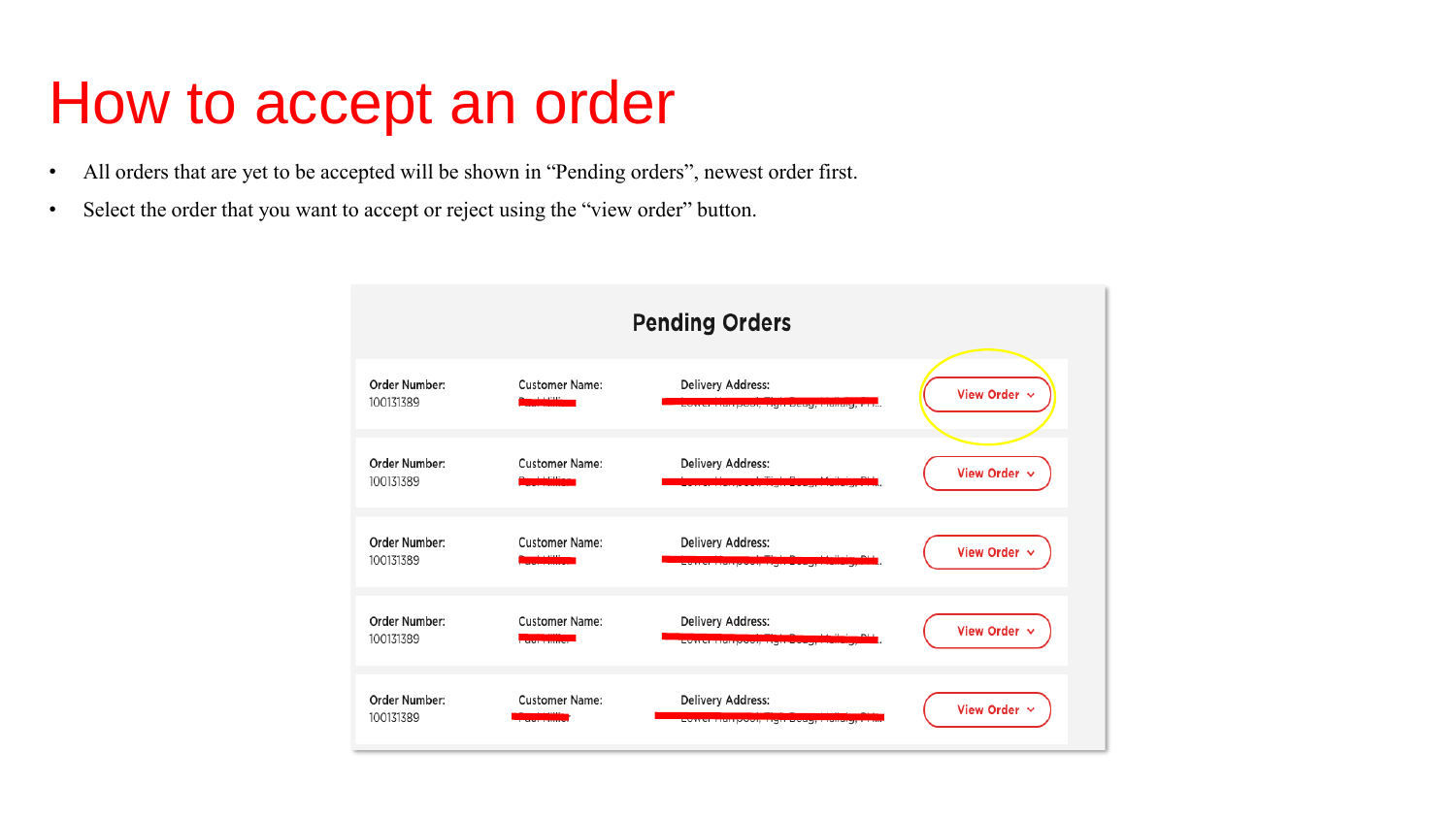# How to accept an order

- All orders that are yet to be accepted will be shown in "Pending orders", newest order first.
- Select the order that you want to accept or reject using the "view order" button.

## Pending Orders

| | | | |
|---|---|---|---|
| Order Number: 100131389 | Customer Name: | Delivery Address: | View Order |
| Order Number: 100131389 | Customer Name: | Delivery Address: | View Order |
| Order Number: 100131389 | Customer Name: | Delivery Address: | View Order |
| Order Number: 100131389 | Customer Name: | Delivery Address: | View Order |
| Order Number: 100131389 | Customer Name: | Delivery Address: | View Order |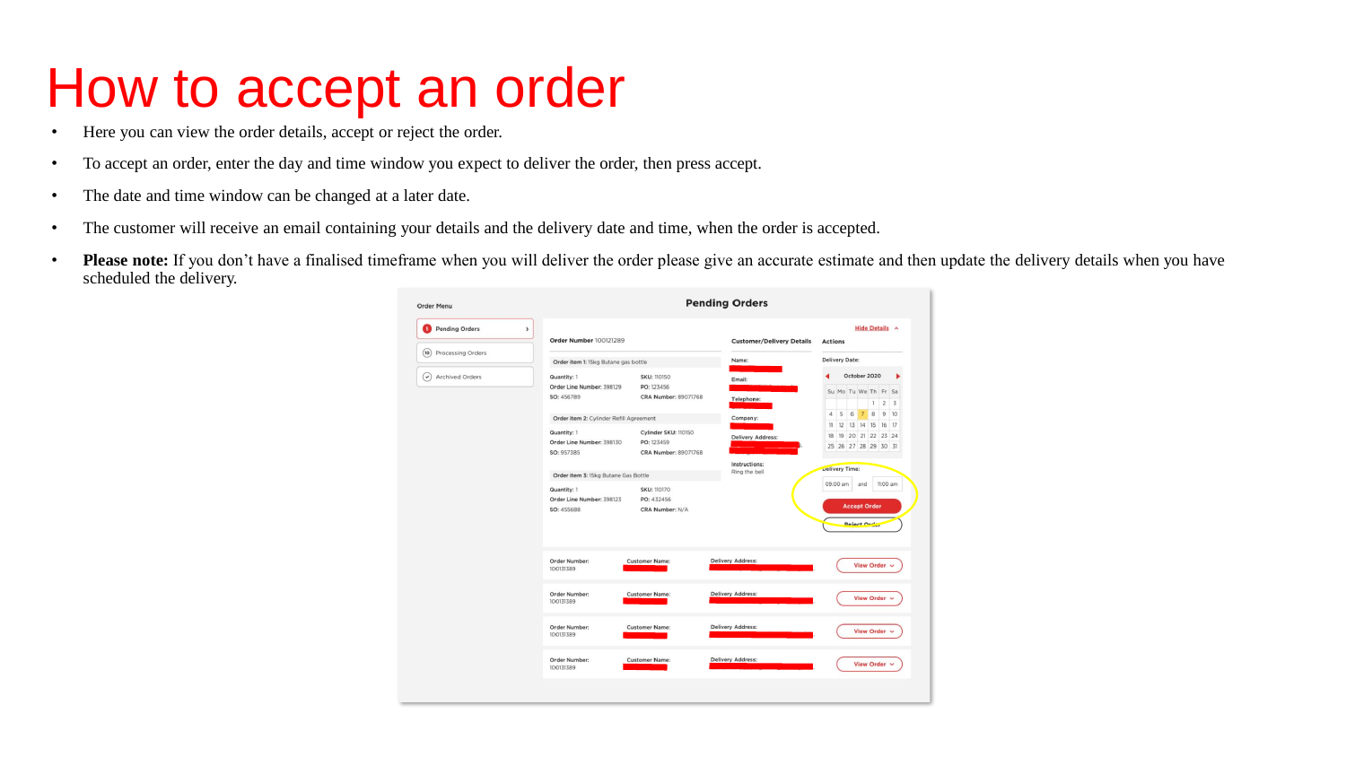# How to accept an order

- Here you can view the order details, accept or reject the order.
- To accept an order, enter the day and time window you expect to deliver the order, then press accept.
- The date and time window can be changed at a later date.
- The customer will receive an email containing your details and the delivery date and time, when the order is accepted.
- **Please note:** If you don't have a finalised timeframe when you will deliver the order please give an accurate estimate and then update the delivery details when you have scheduled the delivery.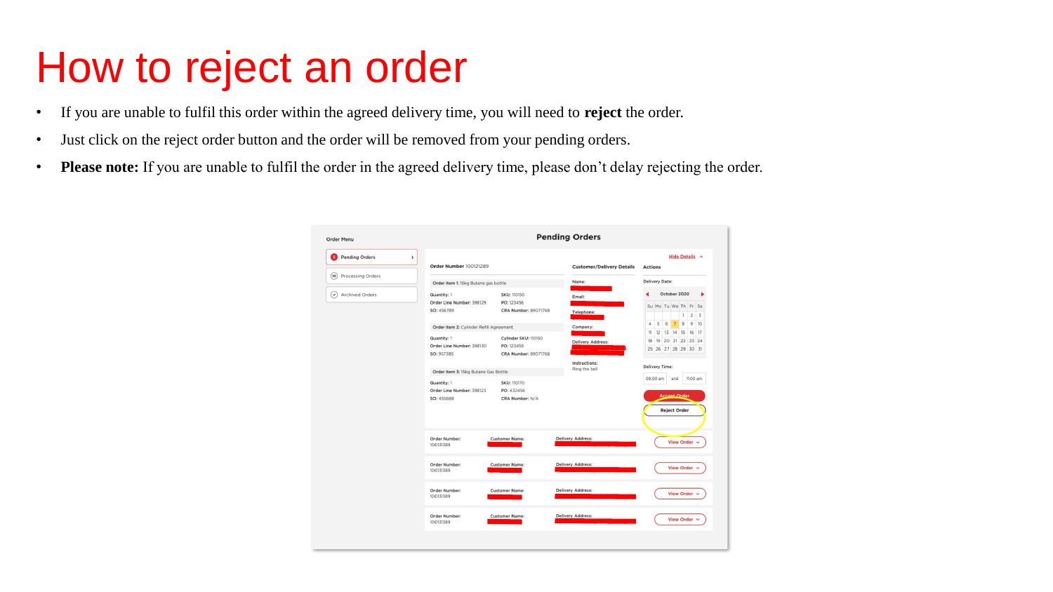# How to reject an order

- If you are unable to fulfil this order within the agreed delivery time, you will need to **reject** the order.
- Just click on the reject order button and the order will be removed from your pending orders.
- **Please note:** If you are unable to fulfil the order in the agreed delivery time, please don't delay rejecting the order.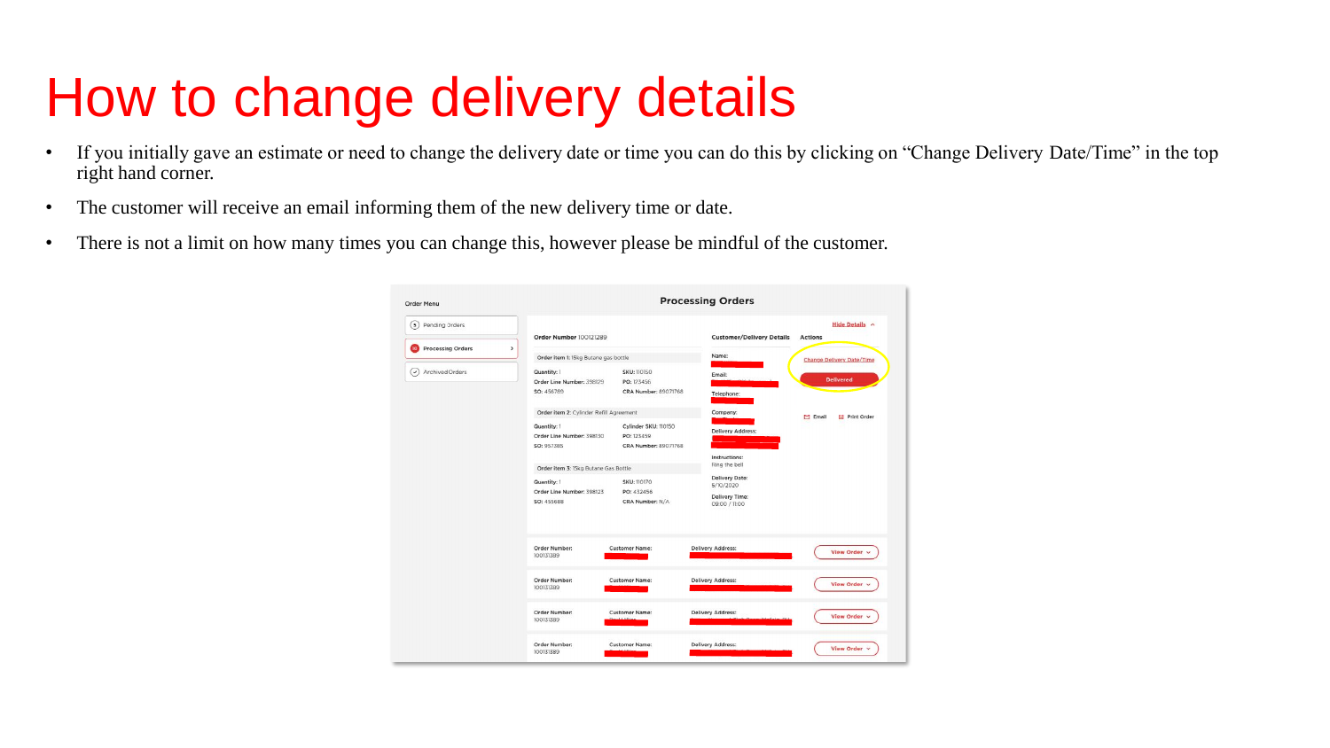# How to change delivery details

- If you initially gave an estimate or need to change the delivery date or time you can do this by clicking on "Change Delivery Date/Time" in the top right hand corner.
- The customer will receive an email informing them of the new delivery time or date.
- There is not a limit on how many times you can change this, however please be mindful of the customer.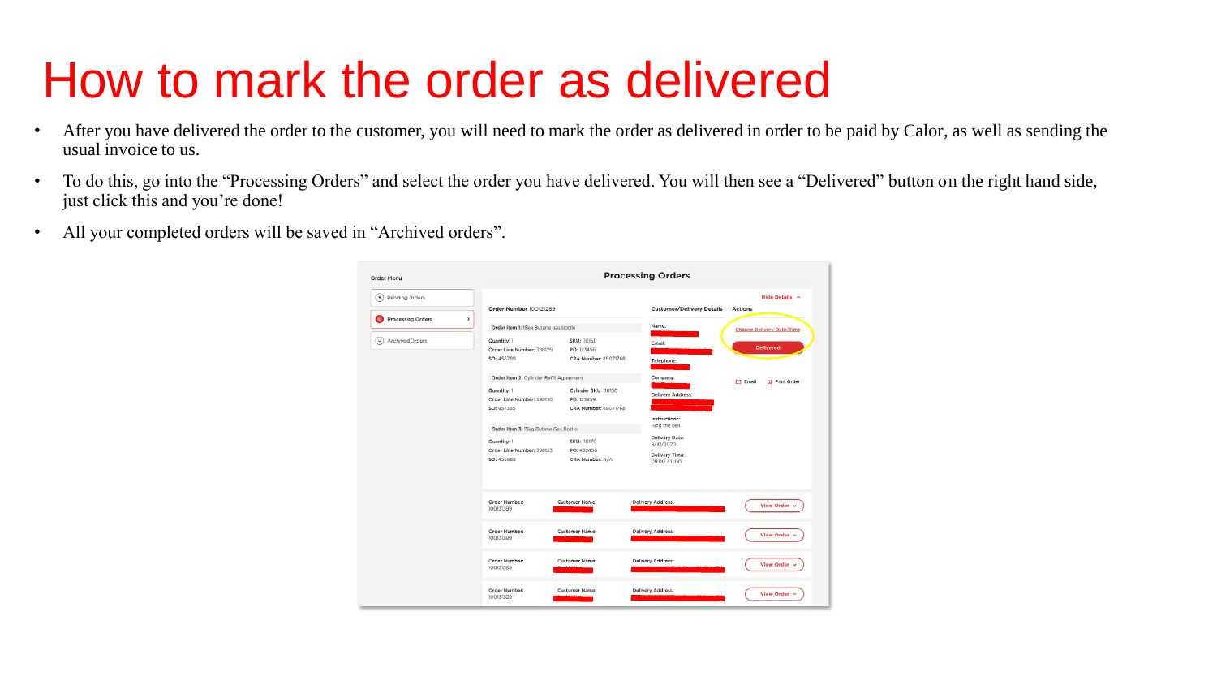# How to mark the order as delivered

- After you have delivered the order to the customer, you will need to mark the order as delivered in order to be paid by Calor, as well as sending the usual invoice to us.
- To do this, go into the "Processing Orders" and select the order you have delivered. You will then see a "Delivered" button on the right hand side, just click this and you're done!
- All your completed orders will be saved in "Archived orders".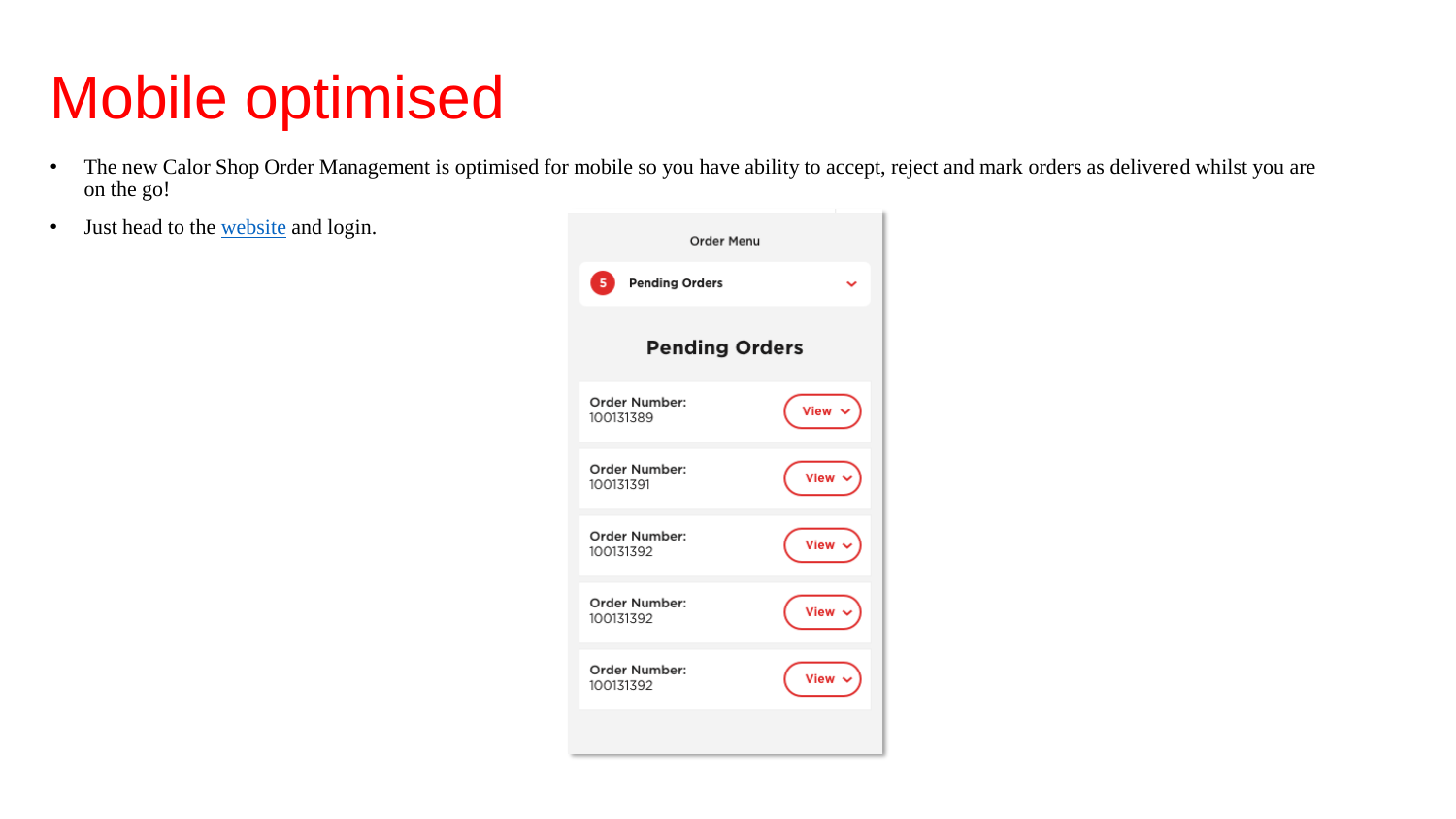# Mobile optimised

- The new Calor Shop Order Management is optimised for mobile so you have ability to accept, reject and mark orders as delivered whilst you are on the go!
- Just head to the website and login.

Order Menu

5 Pending Orders

## Pending Orders

Order Number: 100131389 View

Order Number: 100131391 View

Order Number: 100131392 View

Order Number: 100131392 View

Order Number: 100131392 View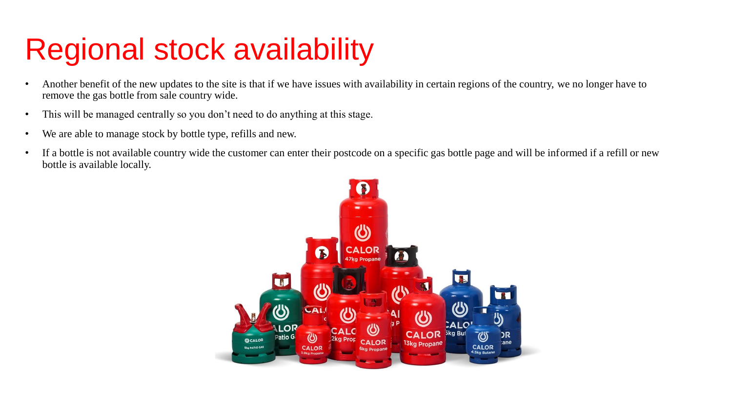# Regional stock availability

- Another benefit of the new updates to the site is that if we have issues with availability in certain regions of the country, we no longer have to remove the gas bottle from sale country wide.
- This will be managed centrally so you don't need to do anything at this stage.
- We are able to manage stock by bottle type, refills and new.
- If a bottle is not available country wide the customer can enter their postcode on a specific gas bottle page and will be informed if a refill or new bottle is available locally.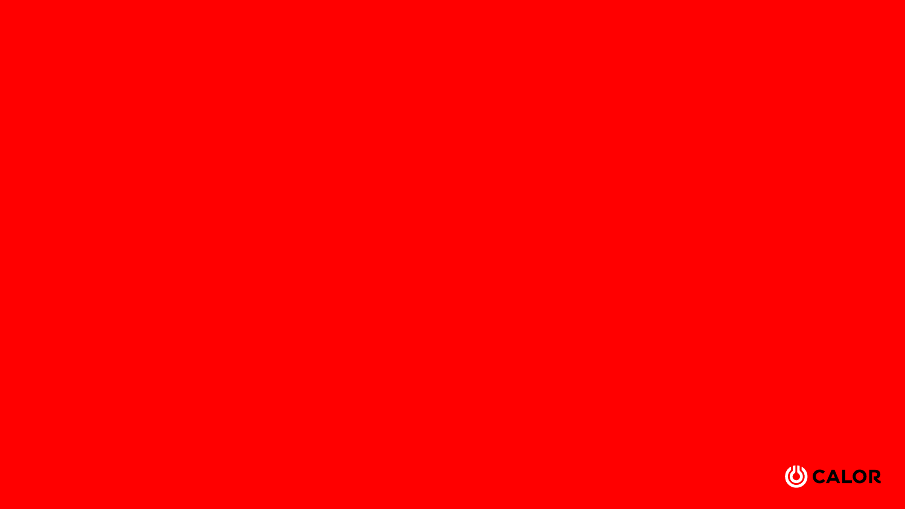CALOR